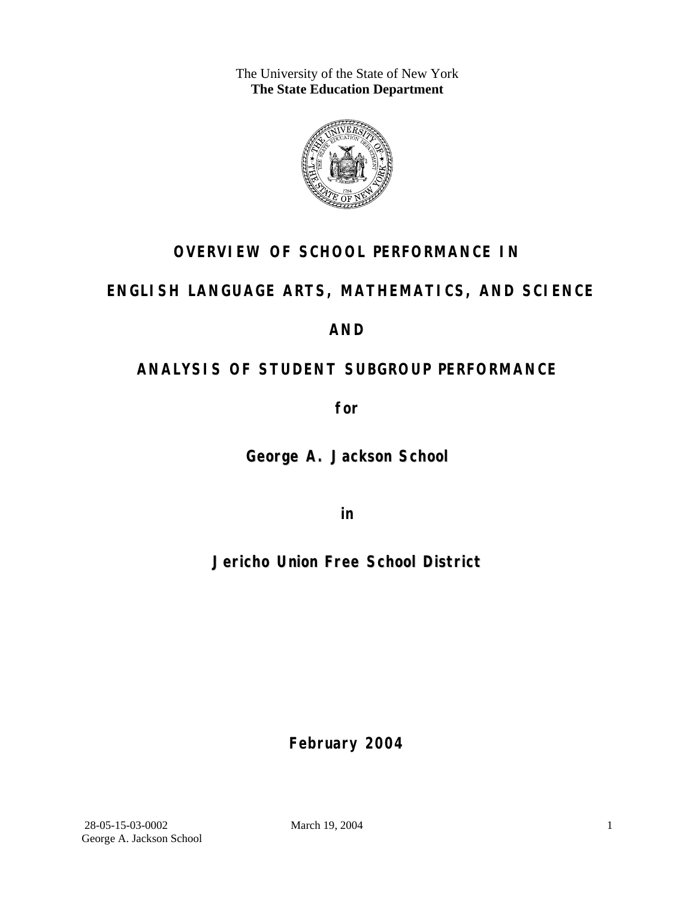The University of the State of New York
**The State Education Department**

# OVERVIEW OF SCHOOL PERFORMANCE IN

# ENGLISH LANGUAGE ARTS, MATHEMATICS, AND SCIENCE

# AND

# ANALYSIS OF STUDENT SUBGROUP PERFORMANCE

**for**

## George A. Jackson School

**in**

## Jericho Union Free School District

**February 2004**

28-05-15-03-0002 March 19, 2004
George A. Jackson School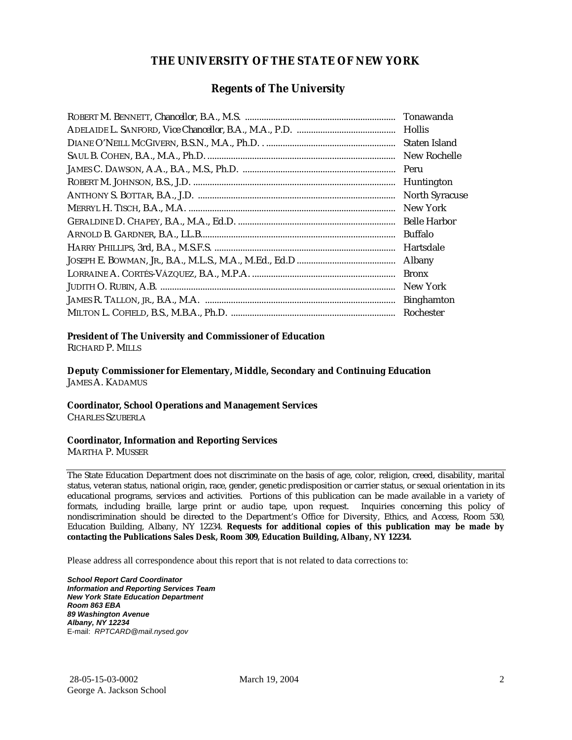## THE UNIVERSITY OF THE STATE OF NEW YORK

### Regents of The University

| | |
|---|---|
| ROBERT M. BENNETT, *Chancellor*, B.A., M.S. | Tonawanda |
| ADELAIDE L. SANFORD, *Vice Chancellor*, B.A., M.A., P.D. | Hollis |
| DIANE O'NEILL MCGIVERN, B.S.N., M.A., Ph.D. | Staten Island |
| SAUL B. COHEN, B.A., M.A., Ph.D. | New Rochelle |
| JAMES C. DAWSON, A.A., B.A., M.S., Ph.D. | Peru |
| ROBERT M. JOHNSON, B.S., J.D. | Huntington |
| ANTHONY S. BOTTAR, B.A., J.D. | North Syracuse |
| MERRYL H. TISCH, B.A., M.A. | New York |
| GERALDINE D. CHAPEY, B.A., M.A., Ed.D. | Belle Harbor |
| ARNOLD B. GARDNER, B.A., LL.B. | Buffalo |
| HARRY PHILLIPS, 3rd, B.A., M.S.F.S. | Hartsdale |
| JOSEPH E. BOWMAN, JR., B.A., M.L.S., M.A., M.Ed., Ed.D | Albany |
| LORRAINE A. CORTÉS-VÁZQUEZ, B.A., M.P.A. | Bronx |
| JUDITH O. RUBIN, A.B. | New York |
| JAMES R. TALLON, JR., B.A., M.A. | Binghamton |
| MILTON L. COFIELD, B.S., M.B.A., Ph.D. | Rochester |

**President of The University and Commissioner of Education**
RICHARD P. MILLS

**Deputy Commissioner for Elementary, Middle, Secondary and Continuing Education**
JAMES A. KADAMUS

**Coordinator, School Operations and Management Services**
CHARLES SZUBERLA

**Coordinator, Information and Reporting Services**
MARTHA P. MUSSER

---

The State Education Department does not discriminate on the basis of age, color, religion, creed, disability, marital status, veteran status, national origin, race, gender, genetic predisposition or carrier status, or sexual orientation in its educational programs, services and activities. Portions of this publication can be made available in a variety of formats, including braille, large print or audio tape, upon request. Inquiries concerning this policy of nondiscrimination should be directed to the Department's Office for Diversity, Ethics, and Access, Room 530, Education Building, Albany, NY 12234. **Requests for additional copies of this publication may be made by contacting the Publications Sales Desk, Room 309, Education Building, Albany, NY 12234.**

Please address all correspondence about this report that is not related to data corrections to:

***School Report Card Coordinator***
***Information and Reporting Services Team***
***New York State Education Department***
***Room 863 EBA***
***89 Washington Avenue***
***Albany, NY 12234***
E-mail: *RPTCARD@mail.nysed.gov*

28-05-15-03-0002 March 19, 2004
George A. Jackson School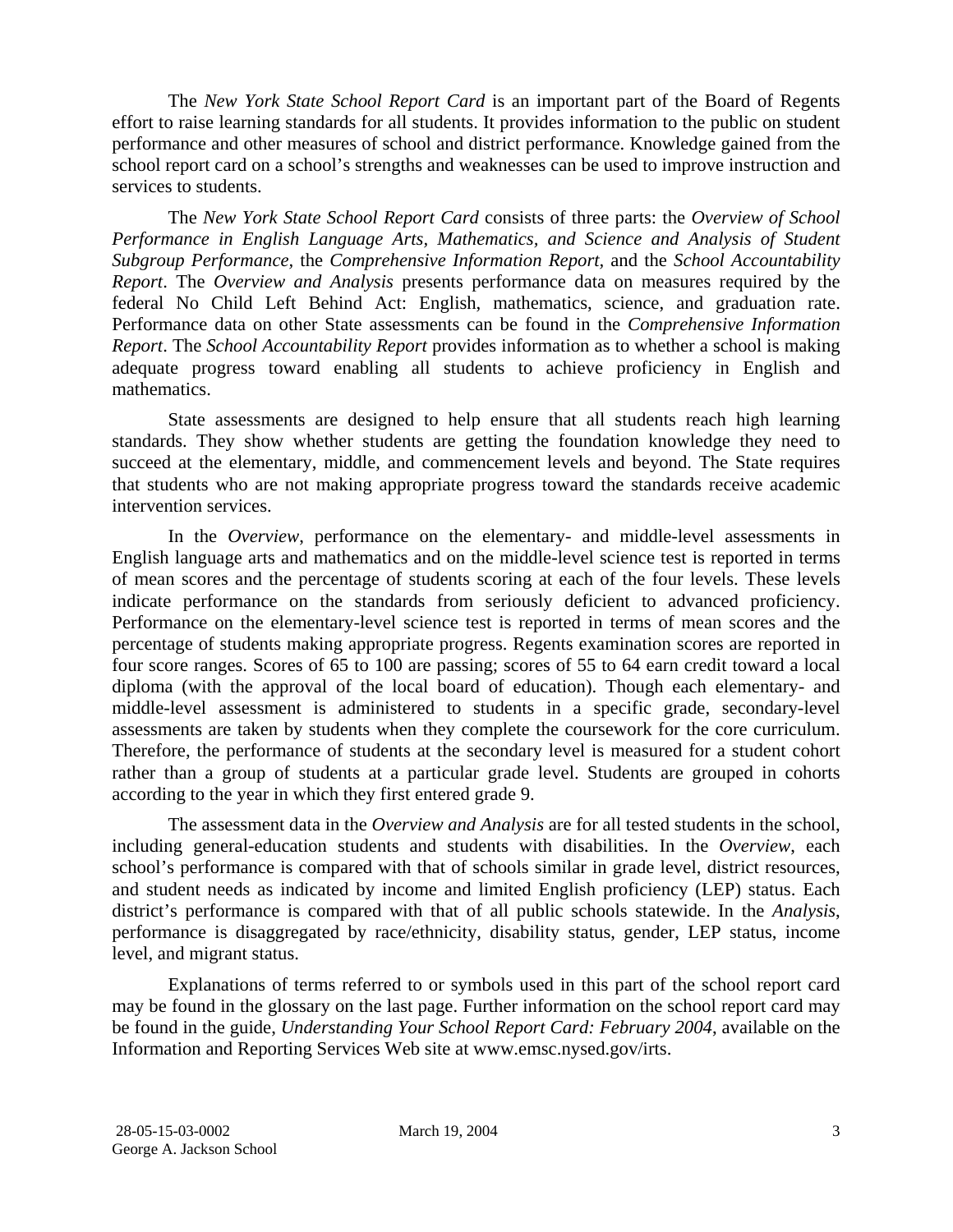The *New York State School Report Card* is an important part of the Board of Regents effort to raise learning standards for all students. It provides information to the public on student performance and other measures of school and district performance. Knowledge gained from the school report card on a school's strengths and weaknesses can be used to improve instruction and services to students.

The *New York State School Report Card* consists of three parts: the *Overview of School Performance in English Language Arts, Mathematics, and Science and Analysis of Student Subgroup Performance,* the *Comprehensive Information Report,* and the *School Accountability Report*. The *Overview and Analysis* presents performance data on measures required by the federal No Child Left Behind Act: English, mathematics, science, and graduation rate. Performance data on other State assessments can be found in the *Comprehensive Information Report*. The *School Accountability Report* provides information as to whether a school is making adequate progress toward enabling all students to achieve proficiency in English and mathematics.

State assessments are designed to help ensure that all students reach high learning standards. They show whether students are getting the foundation knowledge they need to succeed at the elementary, middle, and commencement levels and beyond. The State requires that students who are not making appropriate progress toward the standards receive academic intervention services.

In the *Overview*, performance on the elementary- and middle-level assessments in English language arts and mathematics and on the middle-level science test is reported in terms of mean scores and the percentage of students scoring at each of the four levels. These levels indicate performance on the standards from seriously deficient to advanced proficiency. Performance on the elementary-level science test is reported in terms of mean scores and the percentage of students making appropriate progress. Regents examination scores are reported in four score ranges. Scores of 65 to 100 are passing; scores of 55 to 64 earn credit toward a local diploma (with the approval of the local board of education). Though each elementary- and middle-level assessment is administered to students in a specific grade, secondary-level assessments are taken by students when they complete the coursework for the core curriculum. Therefore, the performance of students at the secondary level is measured for a student cohort rather than a group of students at a particular grade level. Students are grouped in cohorts according to the year in which they first entered grade 9.

The assessment data in the *Overview and Analysis* are for all tested students in the school, including general-education students and students with disabilities. In the *Overview*, each school's performance is compared with that of schools similar in grade level, district resources, and student needs as indicated by income and limited English proficiency (LEP) status. Each district's performance is compared with that of all public schools statewide. In the *Analysis*, performance is disaggregated by race/ethnicity, disability status, gender, LEP status, income level, and migrant status.

Explanations of terms referred to or symbols used in this part of the school report card may be found in the glossary on the last page. Further information on the school report card may be found in the guide, *Understanding Your School Report Card: February 2004*, available on the Information and Reporting Services Web site at www.emsc.nysed.gov/irts.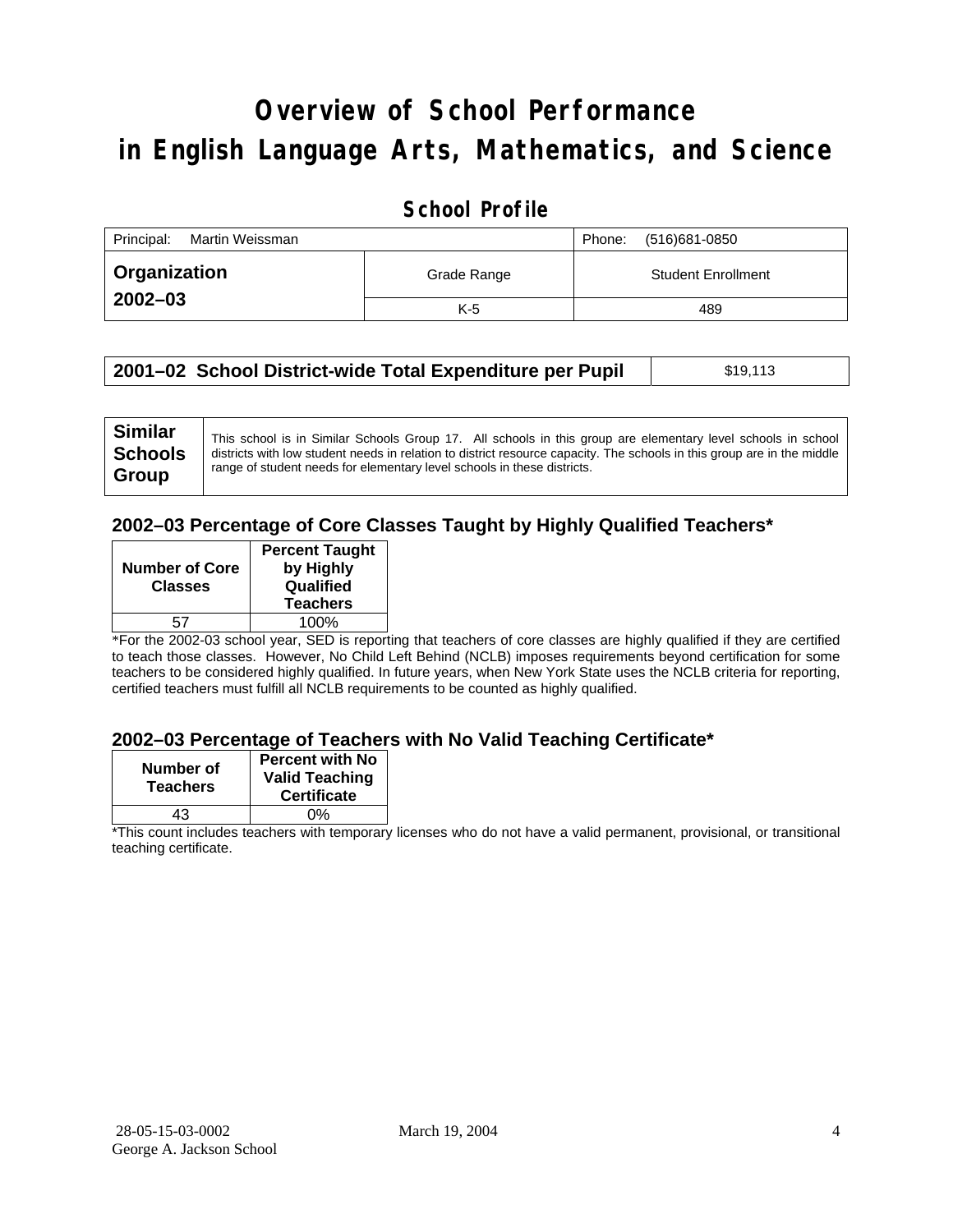# Overview of School Performance in English Language Arts, Mathematics, and Science

## School Profile

| Principal: Martin Weissman | | Phone: (516)681-0850 |
|---|---|---|
| **Organization 2002–03** | Grade Range | Student Enrollment |
| | K-5 | 489 |

| **2001–02 School District-wide Total Expenditure per Pupil** | $19,113 |
|---|---|

| **Similar Schools Group** | This school is in Similar Schools Group 17. All schools in this group are elementary level schools in school districts with low student needs in relation to district resource capacity. The schools in this group are in the middle range of student needs for elementary level schools in these districts. |
|---|---|

### 2002–03 Percentage of Core Classes Taught by Highly Qualified Teachers*

| Number of Core Classes | Percent Taught by Highly Qualified Teachers |
|---|---|
| 57 | 100% |

*For the 2002-03 school year, SED is reporting that teachers of core classes are highly qualified if they are certified to teach those classes. However, No Child Left Behind (NCLB) imposes requirements beyond certification for some teachers to be considered highly qualified. In future years, when New York State uses the NCLB criteria for reporting, certified teachers must fulfill all NCLB requirements to be counted as highly qualified.

### 2002–03 Percentage of Teachers with No Valid Teaching Certificate*

| Number of Teachers | Percent with No Valid Teaching Certificate |
|---|---|
| 43 | 0% |

*This count includes teachers with temporary licenses who do not have a valid permanent, provisional, or transitional teaching certificate.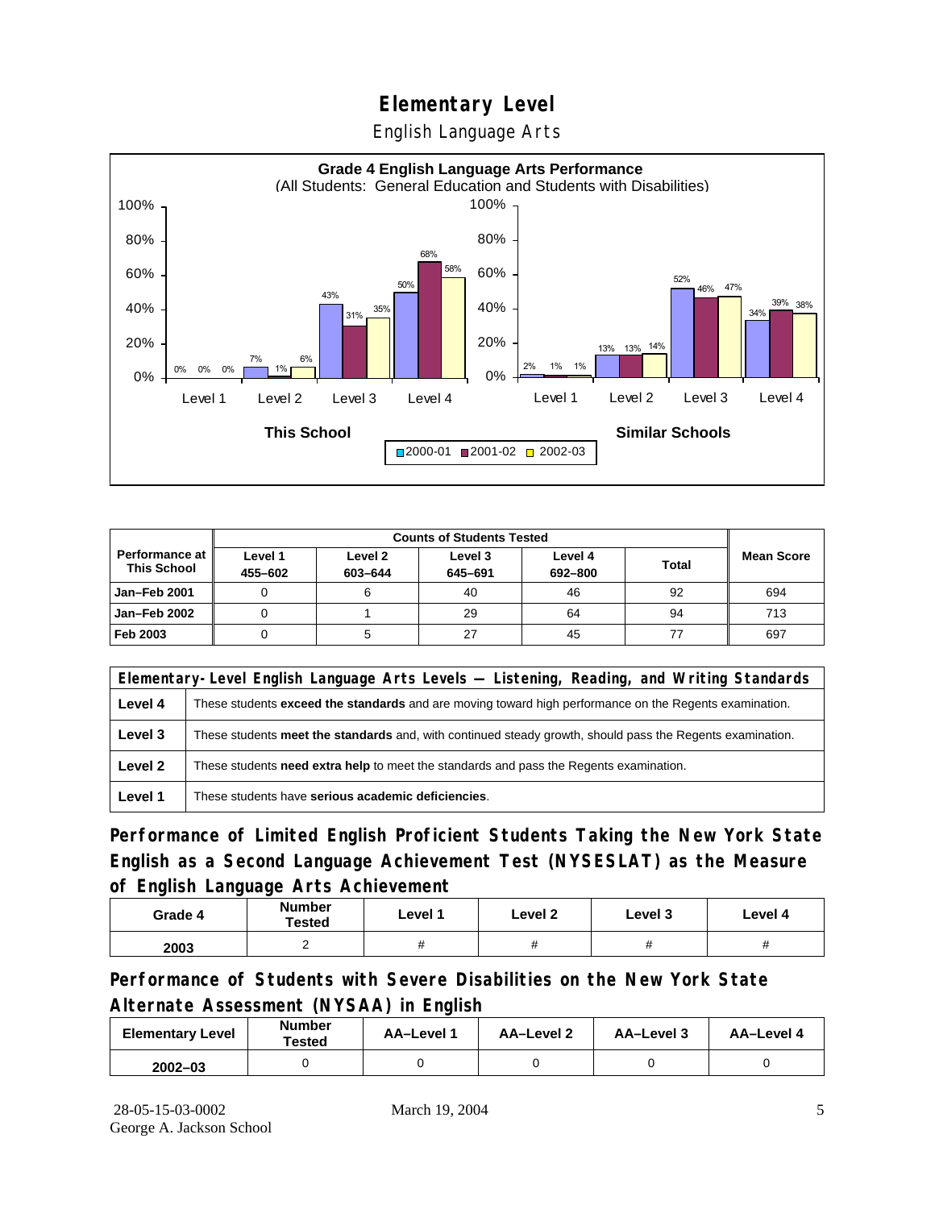# Elementary Level

## English Language Arts

**Grade 4 English Language Arts Performance**
(All Students: General Education and Students with Disabilities)

This School:

| | 2000-01 | 2001-02 | 2002-03 |
|---|---|---|---|
| Level 1 | 0% | 0% | 0% |
| Level 2 | 7% | 1% | 6% |
| Level 3 | 43% | 31% | 35% |
| Level 4 | 50% | 68% | 58% |

Similar Schools:

| | 2000-01 | 2001-02 | 2002-03 |
|---|---|---|---|
| Level 1 | 2% | 1% | 1% |
| Level 2 | 13% | 13% | 14% |
| Level 3 | 52% | 46% | 47% |
| Level 4 | 34% | 39% | 38% |

| Performance at This School | Counts of Students Tested | | | | | Mean Score |
|---|---|---|---|---|---|---|
| | Level 1 455–602 | Level 2 603–644 | Level 3 645–691 | Level 4 692–800 | Total | |
| Jan–Feb 2001 | 0 | 6 | 40 | 46 | 92 | 694 |
| Jan–Feb 2002 | 0 | 1 | 29 | 64 | 94 | 713 |
| Feb 2003 | 0 | 5 | 27 | 45 | 77 | 697 |

| Elementary-Level English Language Arts Levels — Listening, Reading, and Writing Standards | |
|---|---|
| Level 4 | These students **exceed the standards** and are moving toward high performance on the Regents examination. |
| Level 3 | These students **meet the standards** and, with continued steady growth, should pass the Regents examination. |
| Level 2 | These students **need extra help** to meet the standards and pass the Regents examination. |
| Level 1 | These students have **serious academic deficiencies**. |

## Performance of Limited English Proficient Students Taking the New York State English as a Second Language Achievement Test (NYSESLAT) as the Measure of English Language Arts Achievement

| Grade 4 | Number Tested | Level 1 | Level 2 | Level 3 | Level 4 |
|---|---|---|---|---|---|
| 2003 | 2 | # | # | # | # |

## Performance of Students with Severe Disabilities on the New York State Alternate Assessment (NYSAA) in English

| Elementary Level | Number Tested | AA–Level 1 | AA–Level 2 | AA–Level 3 | AA–Level 4 |
|---|---|---|---|---|---|
| 2002–03 | 0 | 0 | 0 | 0 | 0 |

28-05-15-03-0002
George A. Jackson School

March 19, 2004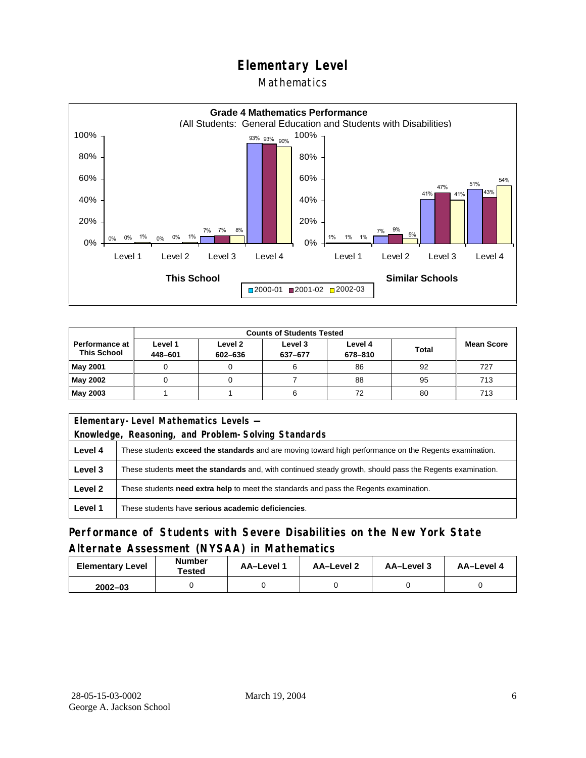# Elementary Level

## Mathematics

**Grade 4 Mathematics Performance**
(All Students: General Education and Students with Disabilities)

| | 2000-01 | 2001-02 | 2002-03 |
|---|---|---|---|
| **This School** | | | |
| Level 1 | 0% | 0% | 1% |
| Level 2 | 0% | 0% | 1% |
| Level 3 | 7% | 7% | 8% |
| Level 4 | 93% | 93% | 90% |
| **Similar Schools** | | | |
| Level 1 | 1% | 1% | 1% |
| Level 2 | 7% | 9% | 5% |
| Level 3 | 41% | 47% | 41% |
| Level 4 | 51% | 43% | 54% |

| Performance at This School | Counts of Students Tested | | | | | Mean Score |
|---|---|---|---|---|---|---|
| | Level 1 448–601 | Level 2 602–636 | Level 3 637–677 | Level 4 678–810 | Total | |
| **May 2001** | 0 | 0 | 6 | 86 | 92 | 727 |
| **May 2002** | 0 | 0 | 7 | 88 | 95 | 713 |
| **May 2003** | 1 | 1 | 6 | 72 | 80 | 713 |

| Elementary-Level Mathematics Levels — Knowledge, Reasoning, and Problem-Solving Standards | |
|---|---|
| **Level 4** | These students **exceed the standards** and are moving toward high performance on the Regents examination. |
| **Level 3** | These students **meet the standards** and, with continued steady growth, should pass the Regents examination. |
| **Level 2** | These students **need extra help** to meet the standards and pass the Regents examination. |
| **Level 1** | These students have **serious academic deficiencies**. |

## Performance of Students with Severe Disabilities on the New York State Alternate Assessment (NYSAA) in Mathematics

| Elementary Level | Number Tested | AA–Level 1 | AA–Level 2 | AA–Level 3 | AA–Level 4 |
|---|---|---|---|---|---|
| **2002–03** | 0 | 0 | 0 | 0 | 0 |

28-05-15-03-0002
George A. Jackson School
March 19, 2004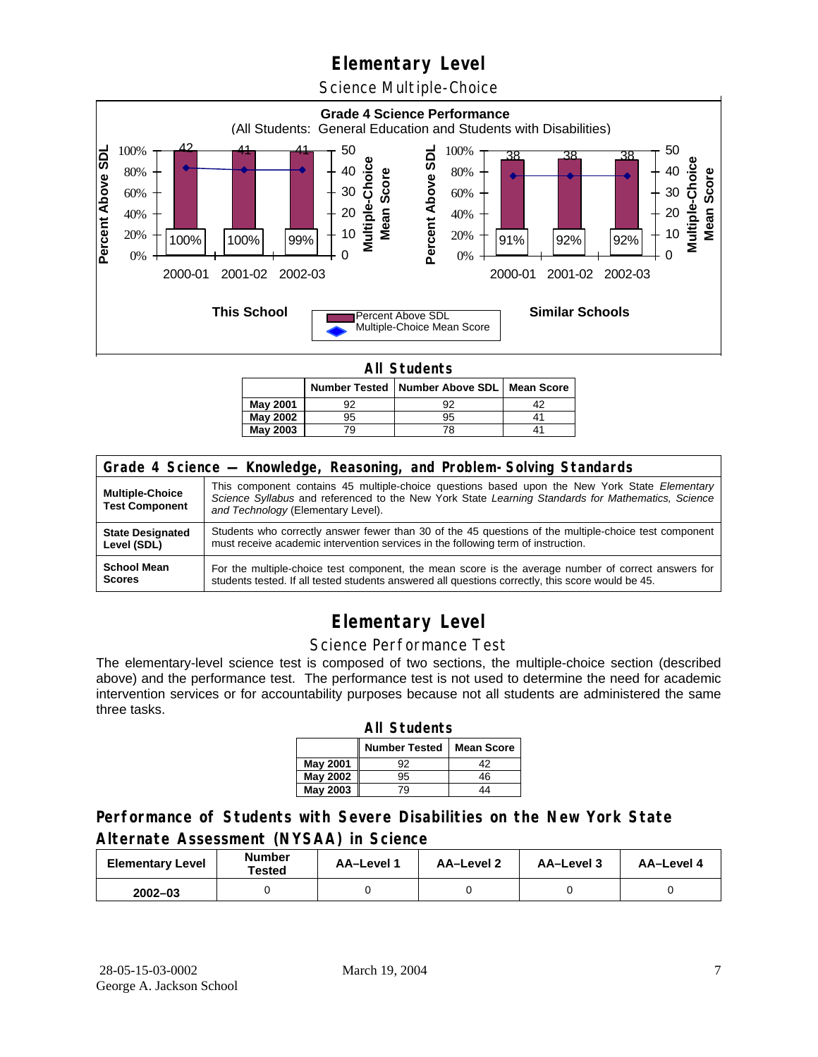# Elementary Level

## Science Multiple-Choice

**Grade 4 Science Performance**
(All Students: General Education and Students with Disabilities)

| This School | Percent Above SDL | Multiple-Choice Mean Score |
|---|---|---|
| 2000-01 | 100% | 42 |
| 2001-02 | 100% | 41 |
| 2002-03 | 99% | 41 |

| Similar Schools | Percent Above SDL | Multiple-Choice Mean Score |
|---|---|---|
| 2000-01 | 91% | 38 |
| 2001-02 | 92% | 38 |
| 2002-03 | 92% | 38 |

**All Students**

| | Number Tested | Number Above SDL | Mean Score |
|---|---|---|---|
| **May 2001** | 92 | 92 | 42 |
| **May 2002** | 95 | 95 | 41 |
| **May 2003** | 79 | 78 | 41 |

| Grade 4 Science — Knowledge, Reasoning, and Problem-Solving Standards | |
|---|---|
| **Multiple-Choice Test Component** | This component contains 45 multiple-choice questions based upon the New York State *Elementary Science Syllabus* and referenced to the New York State *Learning Standards for Mathematics, Science and Technology* (Elementary Level). |
| **State Designated Level (SDL)** | Students who correctly answer fewer than 30 of the 45 questions of the multiple-choice test component must receive academic intervention services in the following term of instruction. |
| **School Mean Scores** | For the multiple-choice test component, the mean score is the average number of correct answers for students tested. If all tested students answered all questions correctly, this score would be 45. |

# Elementary Level

## Science Performance Test

The elementary-level science test is composed of two sections, the multiple-choice section (described above) and the performance test. The performance test is not used to determine the need for academic intervention services or for accountability purposes because not all students are administered the same three tasks.

**All Students**

| | Number Tested | Mean Score |
|---|---|---|
| **May 2001** | 92 | 42 |
| **May 2002** | 95 | 46 |
| **May 2003** | 79 | 44 |

## Performance of Students with Severe Disabilities on the New York State Alternate Assessment (NYSAA) in Science

| Elementary Level | Number Tested | AA–Level 1 | AA–Level 2 | AA–Level 3 | AA–Level 4 |
|---|---|---|---|---|---|
| **2002–03** | 0 | 0 | 0 | 0 | 0 |

28-05-15-03-0002
George A. Jackson School

March 19, 2004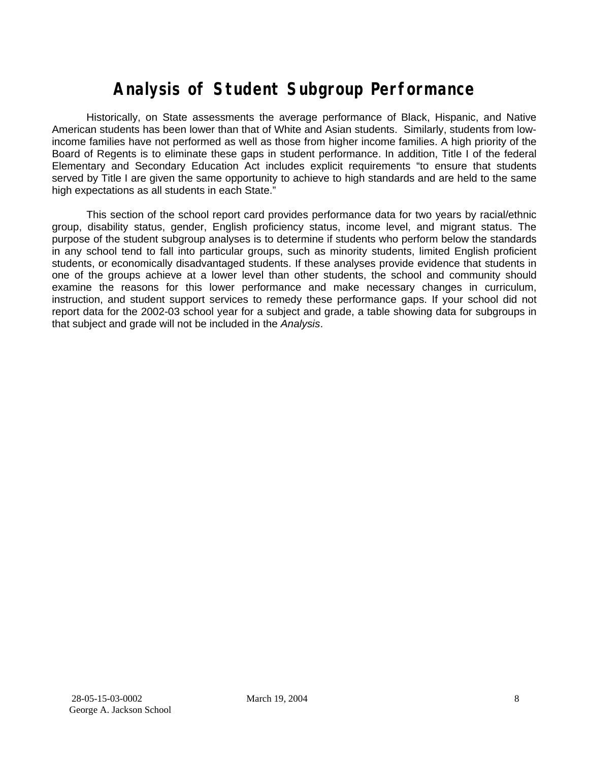# Analysis of Student Subgroup Performance

Historically, on State assessments the average performance of Black, Hispanic, and Native American students has been lower than that of White and Asian students. Similarly, students from low-income families have not performed as well as those from higher income families. A high priority of the Board of Regents is to eliminate these gaps in student performance. In addition, Title I of the federal Elementary and Secondary Education Act includes explicit requirements "to ensure that students served by Title I are given the same opportunity to achieve to high standards and are held to the same high expectations as all students in each State."

This section of the school report card provides performance data for two years by racial/ethnic group, disability status, gender, English proficiency status, income level, and migrant status. The purpose of the student subgroup analyses is to determine if students who perform below the standards in any school tend to fall into particular groups, such as minority students, limited English proficient students, or economically disadvantaged students. If these analyses provide evidence that students in one of the groups achieve at a lower level than other students, the school and community should examine the reasons for this lower performance and make necessary changes in curriculum, instruction, and student support services to remedy these performance gaps. If your school did not report data for the 2002-03 school year for a subject and grade, a table showing data for subgroups in that subject and grade will not be included in the *Analysis*.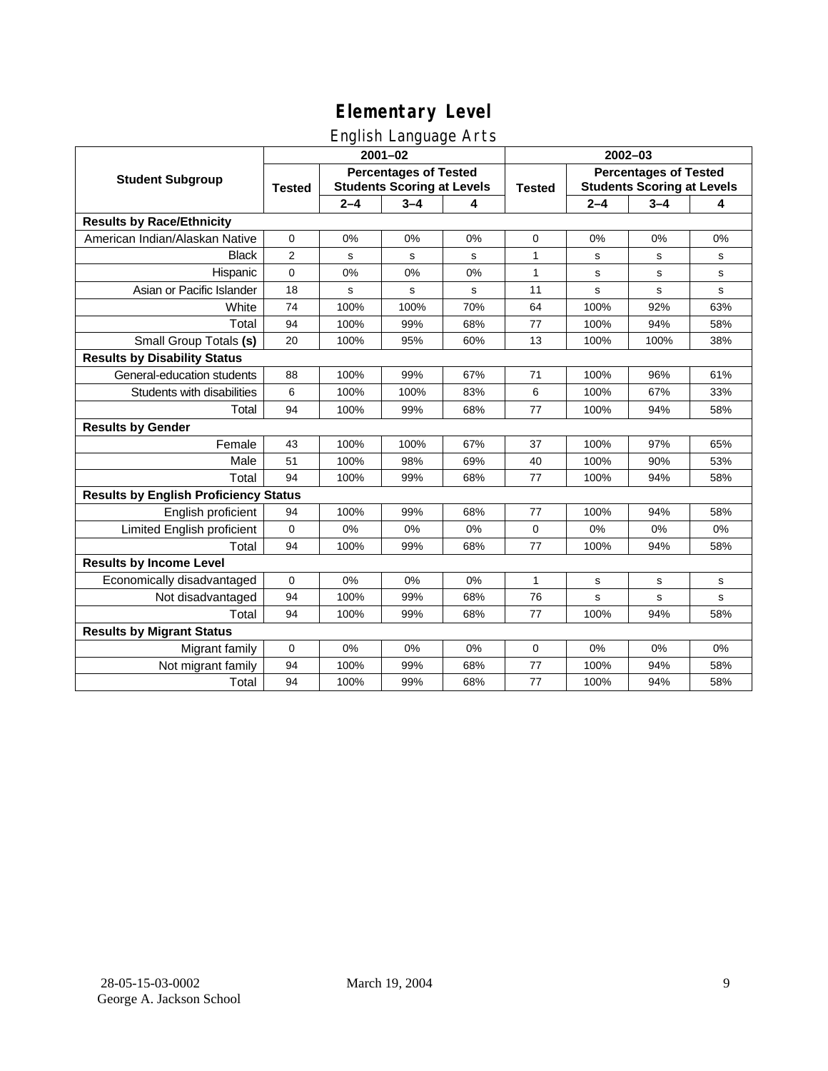# Elementary Level

## English Language Arts

| Student Subgroup | 2001–02 | | | | 2002–03 | | | |
|---|---|---|---|---|---|---|---|---|
| | Tested | Percentages of Tested Students Scoring at Levels | | | Tested | Percentages of Tested Students Scoring at Levels | | |
| | | 2–4 | 3–4 | 4 | | 2–4 | 3–4 | 4 |
| **Results by Race/Ethnicity** | | | | | | | | |
| American Indian/Alaskan Native | 0 | 0% | 0% | 0% | 0 | 0% | 0% | 0% |
| Black | 2 | s | s | s | 1 | s | s | s |
| Hispanic | 0 | 0% | 0% | 0% | 1 | s | s | s |
| Asian or Pacific Islander | 18 | s | s | s | 11 | s | s | s |
| White | 74 | 100% | 100% | 70% | 64 | 100% | 92% | 63% |
| Total | 94 | 100% | 99% | 68% | 77 | 100% | 94% | 58% |
| Small Group Totals **(s)** | 20 | 100% | 95% | 60% | 13 | 100% | 100% | 38% |
| **Results by Disability Status** | | | | | | | | |
| General-education students | 88 | 100% | 99% | 67% | 71 | 100% | 96% | 61% |
| Students with disabilities | 6 | 100% | 100% | 83% | 6 | 100% | 67% | 33% |
| Total | 94 | 100% | 99% | 68% | 77 | 100% | 94% | 58% |
| **Results by Gender** | | | | | | | | |
| Female | 43 | 100% | 100% | 67% | 37 | 100% | 97% | 65% |
| Male | 51 | 100% | 98% | 69% | 40 | 100% | 90% | 53% |
| Total | 94 | 100% | 99% | 68% | 77 | 100% | 94% | 58% |
| **Results by English Proficiency Status** | | | | | | | | |
| English proficient | 94 | 100% | 99% | 68% | 77 | 100% | 94% | 58% |
| Limited English proficient | 0 | 0% | 0% | 0% | 0 | 0% | 0% | 0% |
| Total | 94 | 100% | 99% | 68% | 77 | 100% | 94% | 58% |
| **Results by Income Level** | | | | | | | | |
| Economically disadvantaged | 0 | 0% | 0% | 0% | 1 | s | s | s |
| Not disadvantaged | 94 | 100% | 99% | 68% | 76 | s | s | s |
| Total | 94 | 100% | 99% | 68% | 77 | 100% | 94% | 58% |
| **Results by Migrant Status** | | | | | | | | |
| Migrant family | 0 | 0% | 0% | 0% | 0 | 0% | 0% | 0% |
| Not migrant family | 94 | 100% | 99% | 68% | 77 | 100% | 94% | 58% |
| Total | 94 | 100% | 99% | 68% | 77 | 100% | 94% | 58% |

28-05-15-03-0002
George A. Jackson School

March 19, 2004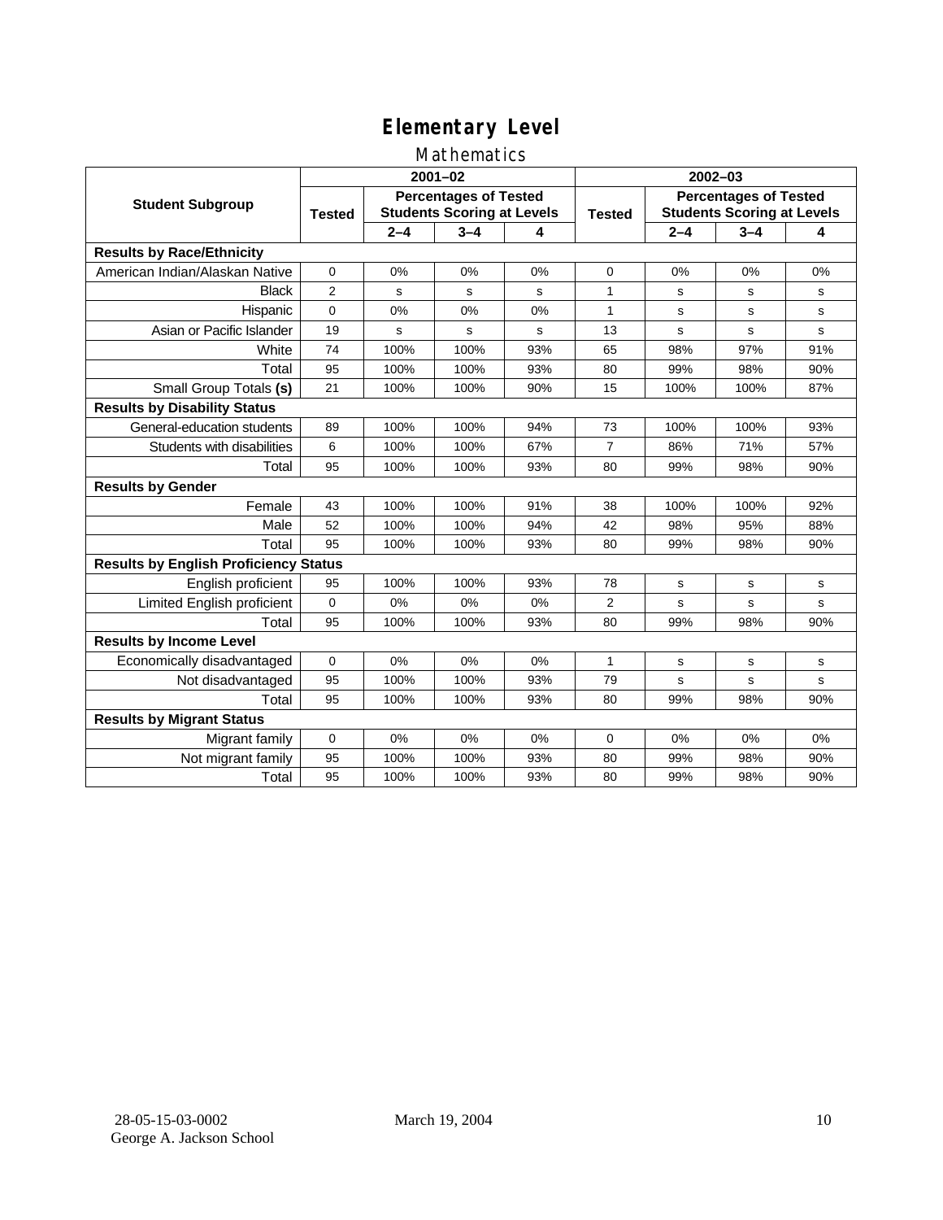# Elementary Level

## Mathematics

| Student Subgroup | 2001–02 | | | | 2002–03 | | | |
|---|---|---|---|---|---|---|---|---|
| | Tested | Percentages of Tested Students Scoring at Levels | | | Tested | Percentages of Tested Students Scoring at Levels | | |
| | | 2–4 | 3–4 | 4 | | 2–4 | 3–4 | 4 |
| **Results by Race/Ethnicity** | | | | | | | | |
| American Indian/Alaskan Native | 0 | 0% | 0% | 0% | 0 | 0% | 0% | 0% |
| Black | 2 | s | s | s | 1 | s | s | s |
| Hispanic | 0 | 0% | 0% | 0% | 1 | s | s | s |
| Asian or Pacific Islander | 19 | s | s | s | 13 | s | s | s |
| White | 74 | 100% | 100% | 93% | 65 | 98% | 97% | 91% |
| Total | 95 | 100% | 100% | 93% | 80 | 99% | 98% | 90% |
| Small Group Totals **(s)** | 21 | 100% | 100% | 90% | 15 | 100% | 100% | 87% |
| **Results by Disability Status** | | | | | | | | |
| General-education students | 89 | 100% | 100% | 94% | 73 | 100% | 100% | 93% |
| Students with disabilities | 6 | 100% | 100% | 67% | 7 | 86% | 71% | 57% |
| Total | 95 | 100% | 100% | 93% | 80 | 99% | 98% | 90% |
| **Results by Gender** | | | | | | | | |
| Female | 43 | 100% | 100% | 91% | 38 | 100% | 100% | 92% |
| Male | 52 | 100% | 100% | 94% | 42 | 98% | 95% | 88% |
| Total | 95 | 100% | 100% | 93% | 80 | 99% | 98% | 90% |
| **Results by English Proficiency Status** | | | | | | | | |
| English proficient | 95 | 100% | 100% | 93% | 78 | s | s | s |
| Limited English proficient | 0 | 0% | 0% | 0% | 2 | s | s | s |
| Total | 95 | 100% | 100% | 93% | 80 | 99% | 98% | 90% |
| **Results by Income Level** | | | | | | | | |
| Economically disadvantaged | 0 | 0% | 0% | 0% | 1 | s | s | s |
| Not disadvantaged | 95 | 100% | 100% | 93% | 79 | s | s | s |
| Total | 95 | 100% | 100% | 93% | 80 | 99% | 98% | 90% |
| **Results by Migrant Status** | | | | | | | | |
| Migrant family | 0 | 0% | 0% | 0% | 0 | 0% | 0% | 0% |
| Not migrant family | 95 | 100% | 100% | 93% | 80 | 99% | 98% | 90% |
| Total | 95 | 100% | 100% | 93% | 80 | 99% | 98% | 90% |

28-05-15-03-0002
George A. Jackson School

March 19, 2004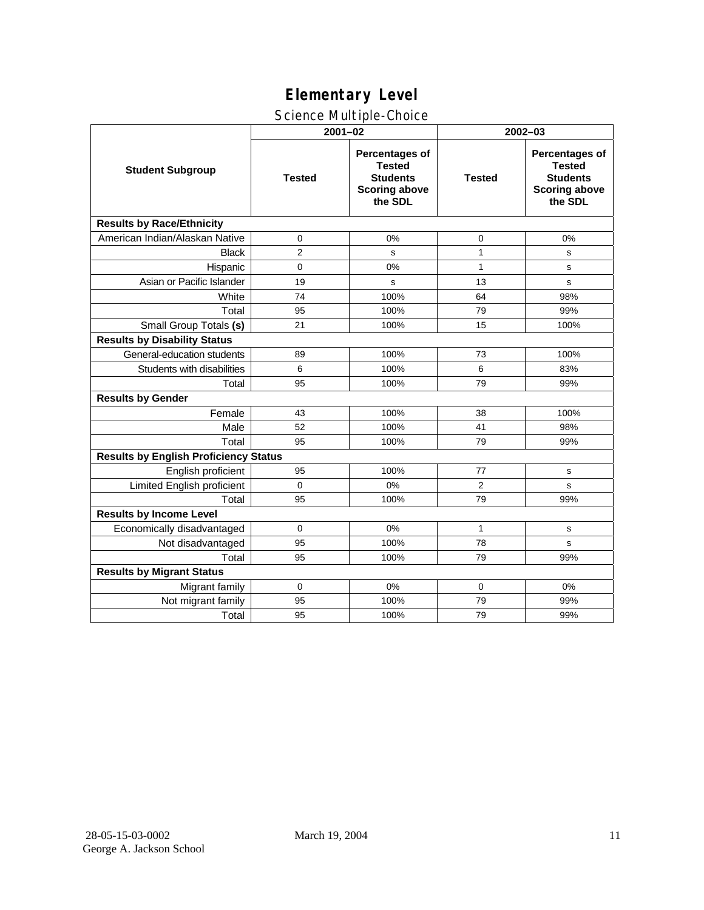# Elementary Level

## Science Multiple-Choice

| Student Subgroup | 2001–02 | | 2002–03 | |
|---|---|---|---|---|
| | Tested | Percentages of Tested Students Scoring above the SDL | Tested | Percentages of Tested Students Scoring above the SDL |
| **Results by Race/Ethnicity** | | | | |
| American Indian/Alaskan Native | 0 | 0% | 0 | 0% |
| Black | 2 | s | 1 | s |
| Hispanic | 0 | 0% | 1 | s |
| Asian or Pacific Islander | 19 | s | 13 | s |
| White | 74 | 100% | 64 | 98% |
| Total | 95 | 100% | 79 | 99% |
| Small Group Totals **(s)** | 21 | 100% | 15 | 100% |
| **Results by Disability Status** | | | | |
| General-education students | 89 | 100% | 73 | 100% |
| Students with disabilities | 6 | 100% | 6 | 83% |
| Total | 95 | 100% | 79 | 99% |
| **Results by Gender** | | | | |
| Female | 43 | 100% | 38 | 100% |
| Male | 52 | 100% | 41 | 98% |
| Total | 95 | 100% | 79 | 99% |
| **Results by English Proficiency Status** | | | | |
| English proficient | 95 | 100% | 77 | s |
| Limited English proficient | 0 | 0% | 2 | s |
| Total | 95 | 100% | 79 | 99% |
| **Results by Income Level** | | | | |
| Economically disadvantaged | 0 | 0% | 1 | s |
| Not disadvantaged | 95 | 100% | 78 | s |
| Total | 95 | 100% | 79 | 99% |
| **Results by Migrant Status** | | | | |
| Migrant family | 0 | 0% | 0 | 0% |
| Not migrant family | 95 | 100% | 79 | 99% |
| Total | 95 | 100% | 79 | 99% |

28-05-15-03-0002
George A. Jackson School

March 19, 2004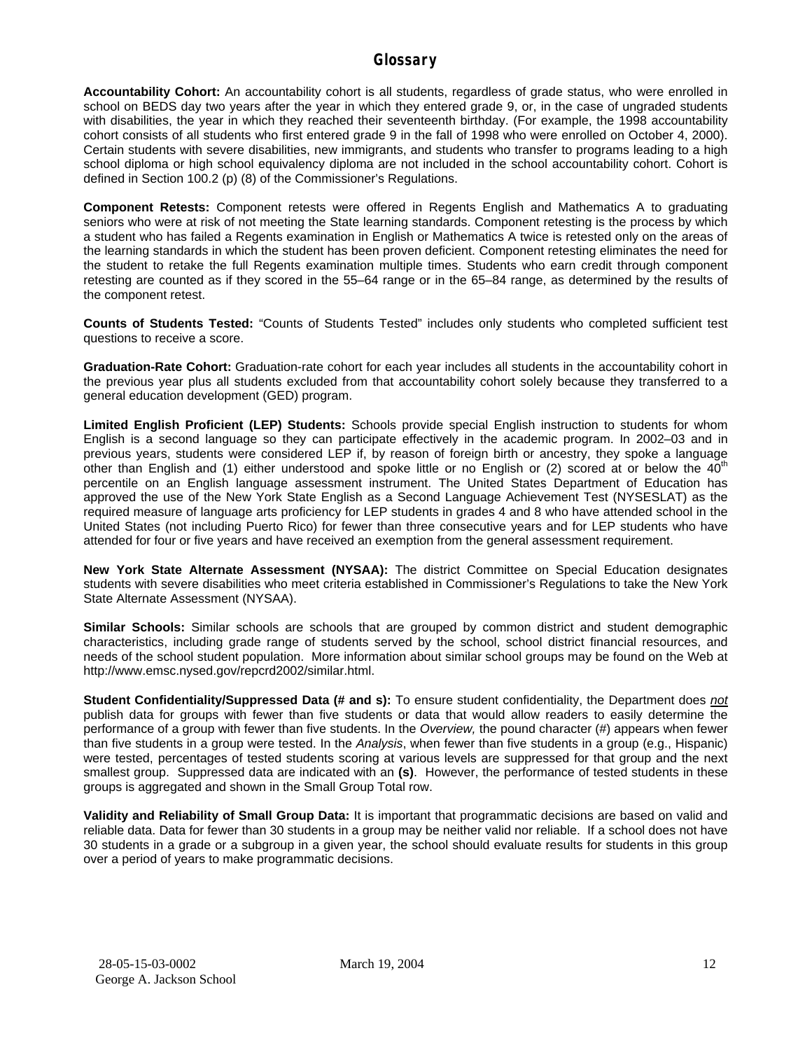# Glossary

**Accountability Cohort:** An accountability cohort is all students, regardless of grade status, who were enrolled in school on BEDS day two years after the year in which they entered grade 9, or, in the case of ungraded students with disabilities, the year in which they reached their seventeenth birthday. (For example, the 1998 accountability cohort consists of all students who first entered grade 9 in the fall of 1998 who were enrolled on October 4, 2000). Certain students with severe disabilities, new immigrants, and students who transfer to programs leading to a high school diploma or high school equivalency diploma are not included in the school accountability cohort. Cohort is defined in Section 100.2 (p) (8) of the Commissioner's Regulations.

**Component Retests:** Component retests were offered in Regents English and Mathematics A to graduating seniors who were at risk of not meeting the State learning standards. Component retesting is the process by which a student who has failed a Regents examination in English or Mathematics A twice is retested only on the areas of the learning standards in which the student has been proven deficient. Component retesting eliminates the need for the student to retake the full Regents examination multiple times. Students who earn credit through component retesting are counted as if they scored in the 55–64 range or in the 65–84 range, as determined by the results of the component retest.

**Counts of Students Tested:** "Counts of Students Tested" includes only students who completed sufficient test questions to receive a score.

**Graduation-Rate Cohort:** Graduation-rate cohort for each year includes all students in the accountability cohort in the previous year plus all students excluded from that accountability cohort solely because they transferred to a general education development (GED) program.

**Limited English Proficient (LEP) Students:** Schools provide special English instruction to students for whom English is a second language so they can participate effectively in the academic program. In 2002–03 and in previous years, students were considered LEP if, by reason of foreign birth or ancestry, they spoke a language other than English and (1) either understood and spoke little or no English or (2) scored at or below the 40th percentile on an English language assessment instrument. The United States Department of Education has approved the use of the New York State English as a Second Language Achievement Test (NYSESLAT) as the required measure of language arts proficiency for LEP students in grades 4 and 8 who have attended school in the United States (not including Puerto Rico) for fewer than three consecutive years and for LEP students who have attended for four or five years and have received an exemption from the general assessment requirement.

**New York State Alternate Assessment (NYSAA):** The district Committee on Special Education designates students with severe disabilities who meet criteria established in Commissioner's Regulations to take the New York State Alternate Assessment (NYSAA).

**Similar Schools:** Similar schools are schools that are grouped by common district and student demographic characteristics, including grade range of students served by the school, school district financial resources, and needs of the school student population. More information about similar school groups may be found on the Web at http://www.emsc.nysed.gov/repcrd2002/similar.html.

**Student Confidentiality/Suppressed Data (# and s):** To ensure student confidentiality, the Department does *not* publish data for groups with fewer than five students or data that would allow readers to easily determine the performance of a group with fewer than five students. In the *Overview,* the pound character (#) appears when fewer than five students in a group were tested. In the *Analysis*, when fewer than five students in a group (e.g., Hispanic) were tested, percentages of tested students scoring at various levels are suppressed for that group and the next smallest group. Suppressed data are indicated with an **(s)**. However, the performance of tested students in these groups is aggregated and shown in the Small Group Total row.

**Validity and Reliability of Small Group Data:** It is important that programmatic decisions are based on valid and reliable data. Data for fewer than 30 students in a group may be neither valid nor reliable. If a school does not have 30 students in a grade or a subgroup in a given year, the school should evaluate results for students in this group over a period of years to make programmatic decisions.